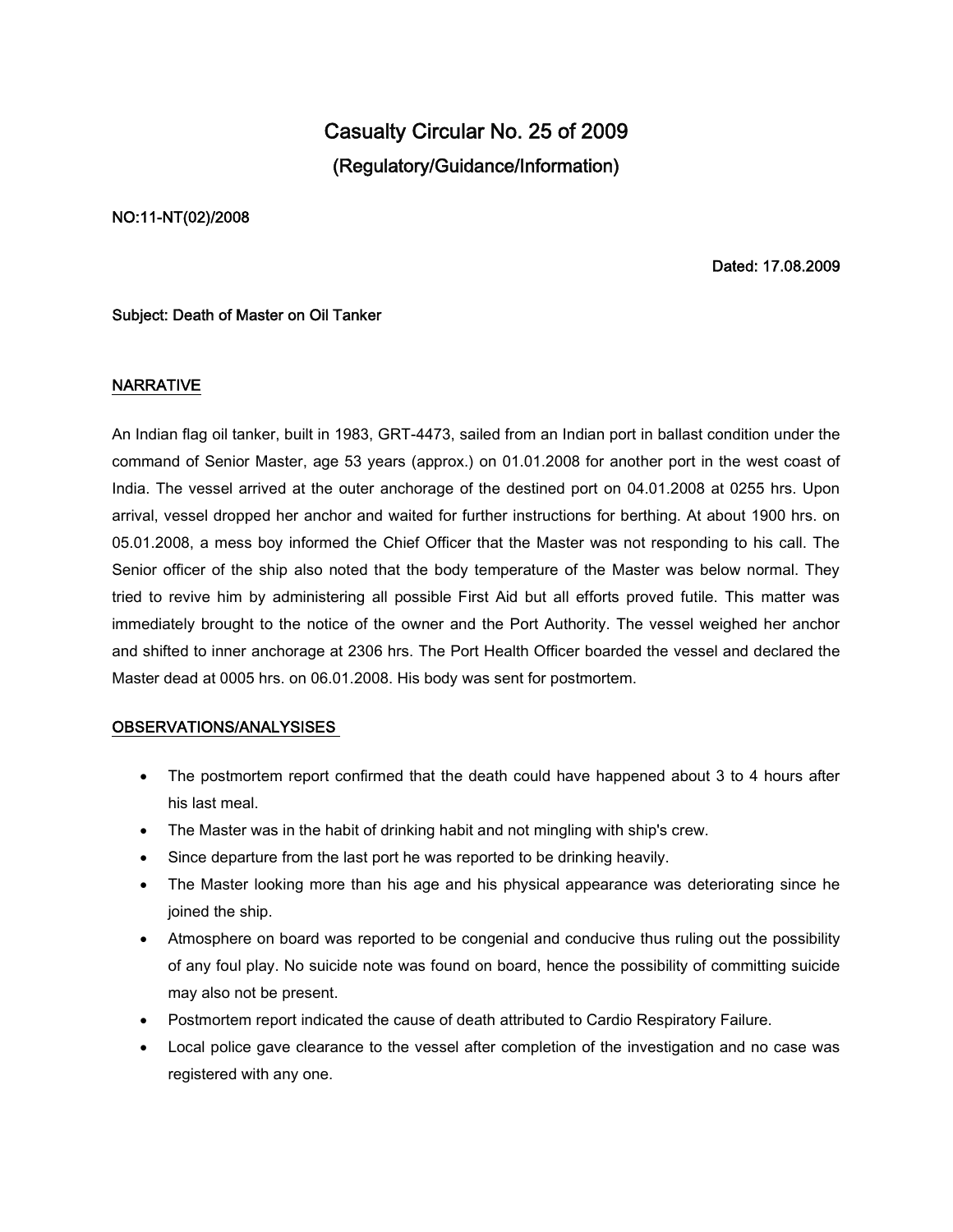# Casualty Circular No. 25 of 2009

## (Regulatory/Guidance/Information)

**NO:11-NT(02)/2008**

**Dated: 17.08.2009**

**Subject: Death of Master on Oil Tanker**

## NARRATIVE

An Indian flag oil tanker, built in 1983, GRT-4473, sailed from an Indian port in ballast condition under the command of Senior Master, age 53 years (approx.) on 01.01.2008 for another port in the west coast of India. The vessel arrived at the outer anchorage of the destined port on 04.01.2008 at 0255 hrs. Upon arrival, vessel dropped her anchor and waited for further instructions for berthing. At about 1900 hrs. on 05.01.2008, a mess boy informed the Chief Officer that the Master was not responding to his call. The Senior officer of the ship also noted that the body temperature of the Master was below normal. They tried to revive him by administering all possible First Aid but all efforts proved futile. This matter was immediately brought to the notice of the owner and the Port Authority. The vessel weighed her anchor and shifted to inner anchorage at 2306 hrs. The Port Health Officer boarded the vessel and declared the Master dead at 0005 hrs. on 06.01.2008. His body was sent for postmortem.

## OBSERVATIONS/ANALYSISES

- The postmortem report confirmed that the death could have happened about 3 to 4 hours after his last meal.
- The Master was in the habit of drinking habit and not mingling with ship's crew.
- Since departure from the last port he was reported to be drinking heavily.
- The Master looking more than his age and his physical appearance was deteriorating since he joined the ship.
- Atmosphere on board was reported to be congenial and conducive thus ruling out the possibility of any foul play. No suicide note was found on board, hence the possibility of committing suicide may also not be present.
- Postmortem report indicated the cause of death attributed to Cardio Respiratory Failure.
- Local police gave clearance to the vessel after completion of the investigation and no case was registered with any one.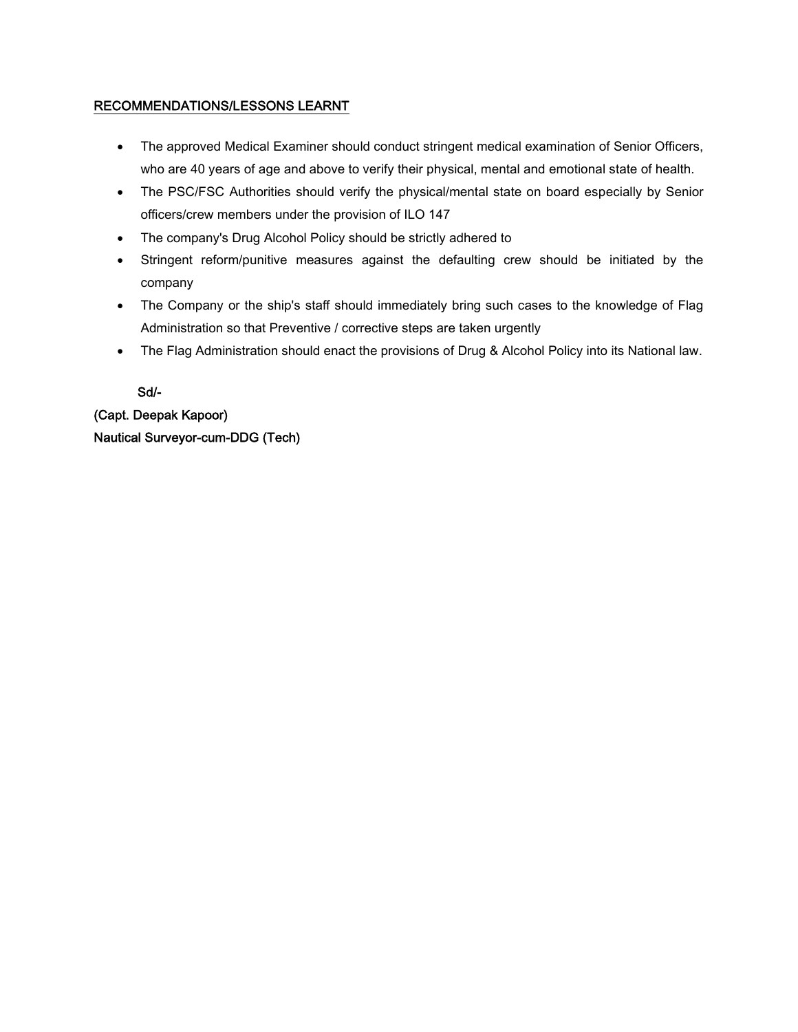## RECOMMENDATIONS/LESSONS LEARNT

- The approved Medical Examiner should conduct stringent medical examination of Senior Officers, who are 40 years of age and above to verify their physical, mental and emotional state of health.
- The PSC/FSC Authorities should verify the physical/mental state on board especially by Senior officers/crew members under the provision of ILO 147
- The company's Drug Alcohol Policy should be strictly adhered to
- Stringent reform/punitive measures against the defaulting crew should be initiated by the company
- The Company or the ship's staff should immediately bring such cases to the knowledge of Flag Administration so that Preventive / corrective steps are taken urgently
- The Flag Administration should enact the provisions of Drug & Alcohol Policy into its National law.

Sd/-

(Capt. Deepak Kapoor)
Nautical Surveyor-cum-DDG (Tech)